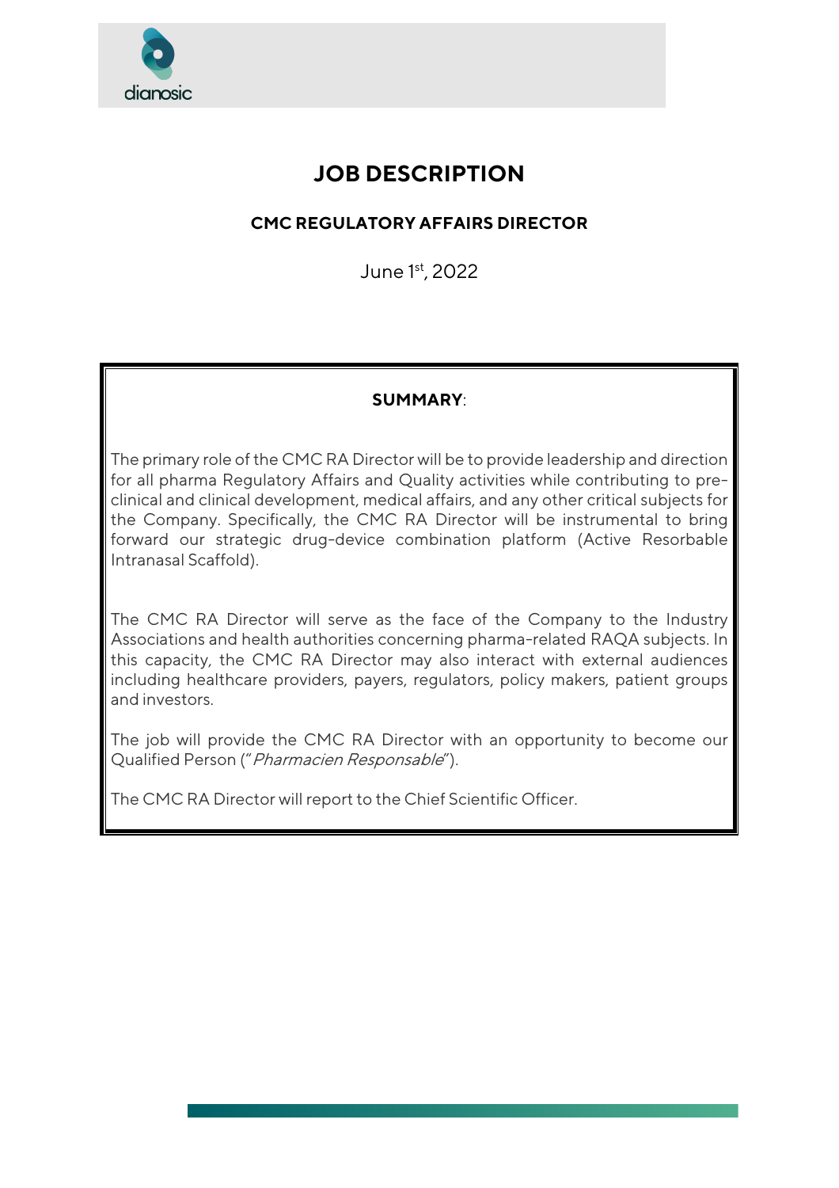dianosic

# JOB DESCRIPTION

## CMC REGULATORY AFFAIRS DIRECTOR

June 1st, 2022

**SUMMARY**:

The primary role of the CMC RA Director will be to provide leadership and direction for all pharma Regulatory Affairs and Quality activities while contributing to pre-clinical and clinical development, medical affairs, and any other critical subjects for the Company. Specifically, the CMC RA Director will be instrumental to bring forward our strategic drug-device combination platform (Active Resorbable Intranasal Scaffold).

The CMC RA Director will serve as the face of the Company to the Industry Associations and health authorities concerning pharma-related RAQA subjects. In this capacity, the CMC RA Director may also interact with external audiences including healthcare providers, payers, regulators, policy makers, patient groups and investors.

The job will provide the CMC RA Director with an opportunity to become our Qualified Person ("*Pharmacien Responsable*").

The CMC RA Director will report to the Chief Scientific Officer.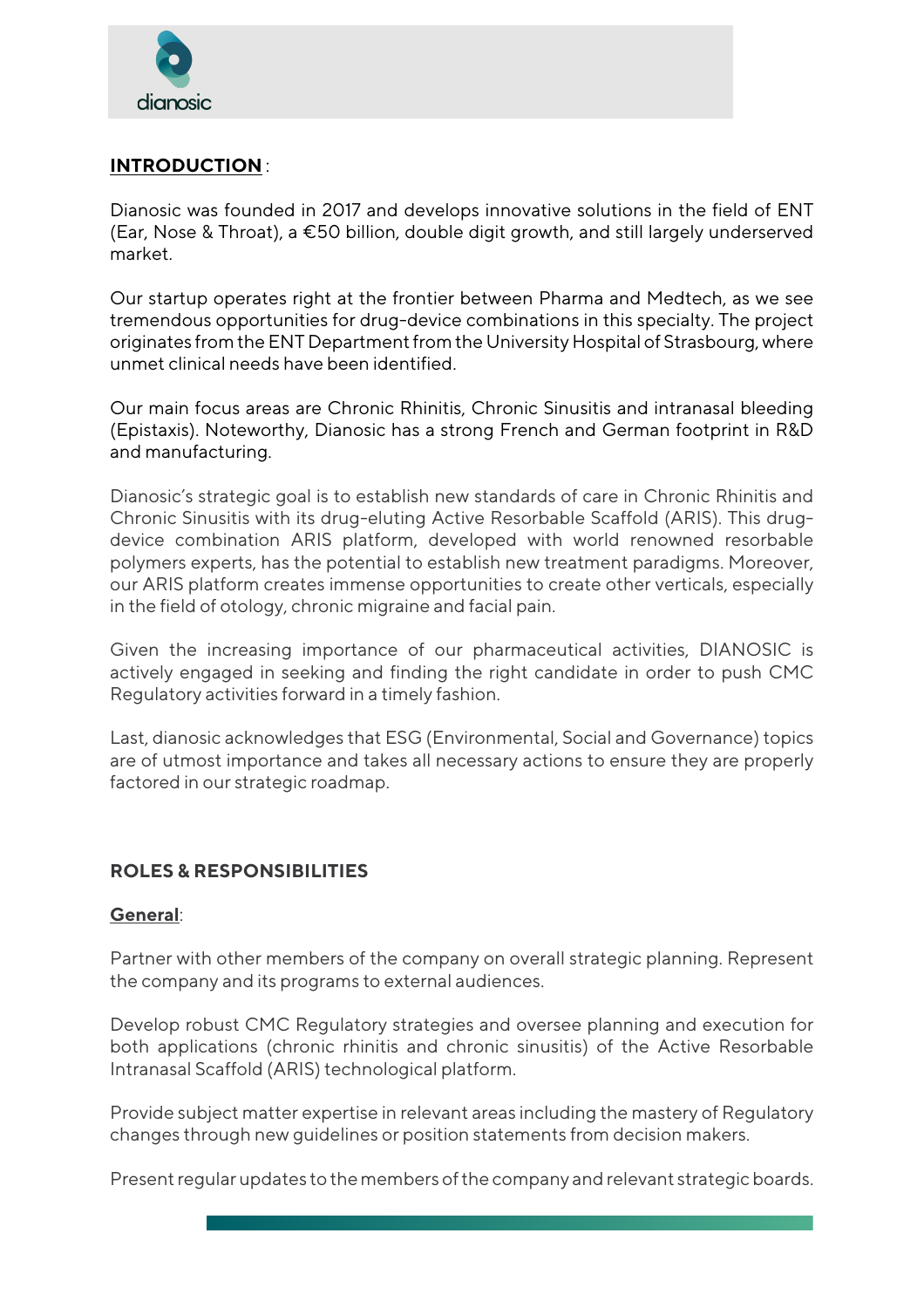**<u>INTRODUCTION</u>** :

Dianosic was founded in 2017 and develops innovative solutions in the field of ENT (Ear, Nose & Throat), a €50 billion, double digit growth, and still largely underserved market.

Our startup operates right at the frontier between Pharma and Medtech, as we see tremendous opportunities for drug-device combinations in this specialty. The project originates from the ENT Department from the University Hospital of Strasbourg, where unmet clinical needs have been identified.

Our main focus areas are Chronic Rhinitis, Chronic Sinusitis and intranasal bleeding (Epistaxis). Noteworthy, Dianosic has a strong French and German footprint in R&D and manufacturing.

Dianosic's strategic goal is to establish new standards of care in Chronic Rhinitis and Chronic Sinusitis with its drug-eluting Active Resorbable Scaffold (ARIS). This drug-device combination ARIS platform, developed with world renowned resorbable polymers experts, has the potential to establish new treatment paradigms. Moreover, our ARIS platform creates immense opportunities to create other verticals, especially in the field of otology, chronic migraine and facial pain.

Given the increasing importance of our pharmaceutical activities, DIANOSIC is actively engaged in seeking and finding the right candidate in order to push CMC Regulatory activities forward in a timely fashion.

Last, dianosic acknowledges that ESG (Environmental, Social and Governance) topics are of utmost importance and takes all necessary actions to ensure they are properly factored in our strategic roadmap.

**ROLES & RESPONSIBILITIES**

**<u>General</u>**:

Partner with other members of the company on overall strategic planning. Represent the company and its programs to external audiences.

Develop robust CMC Regulatory strategies and oversee planning and execution for both applications (chronic rhinitis and chronic sinusitis) of the Active Resorbable Intranasal Scaffold (ARIS) technological platform.

Provide subject matter expertise in relevant areas including the mastery of Regulatory changes through new guidelines or position statements from decision makers.

Present regular updates to the members of the company and relevant strategic boards.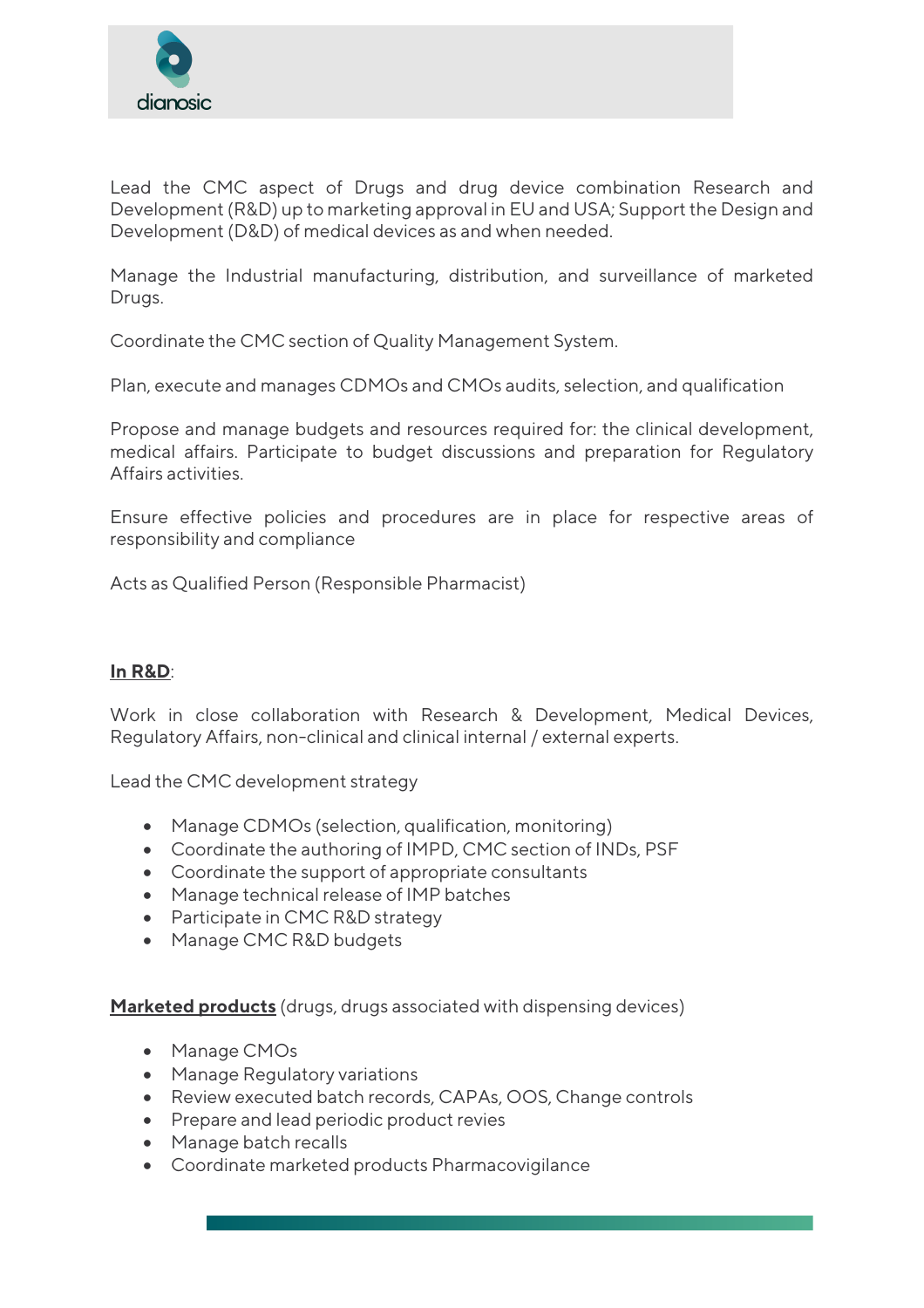Lead the CMC aspect of Drugs and drug device combination Research and Development (R&D) up to marketing approval in EU and USA; Support the Design and Development (D&D) of medical devices as and when needed.

Manage the Industrial manufacturing, distribution, and surveillance of marketed Drugs.

Coordinate the CMC section of Quality Management System.

Plan, execute and manages CDMOs and CMOs audits, selection, and qualification

Propose and manage budgets and resources required for: the clinical development, medical affairs. Participate to budget discussions and preparation for Regulatory Affairs activities.

Ensure effective policies and procedures are in place for respective areas of responsibility and compliance

Acts as Qualified Person (Responsible Pharmacist)

**In R&D**:

Work in close collaboration with Research & Development, Medical Devices, Regulatory Affairs, non-clinical and clinical internal / external experts.

Lead the CMC development strategy

- Manage CDMOs (selection, qualification, monitoring)
- Coordinate the authoring of IMPD, CMC section of INDs, PSF
- Coordinate the support of appropriate consultants
- Manage technical release of IMP batches
- Participate in CMC R&D strategy
- Manage CMC R&D budgets

**Marketed products** (drugs, drugs associated with dispensing devices)

- Manage CMOs
- Manage Regulatory variations
- Review executed batch records, CAPAs, OOS, Change controls
- Prepare and lead periodic product revies
- Manage batch recalls
- Coordinate marketed products Pharmacovigilance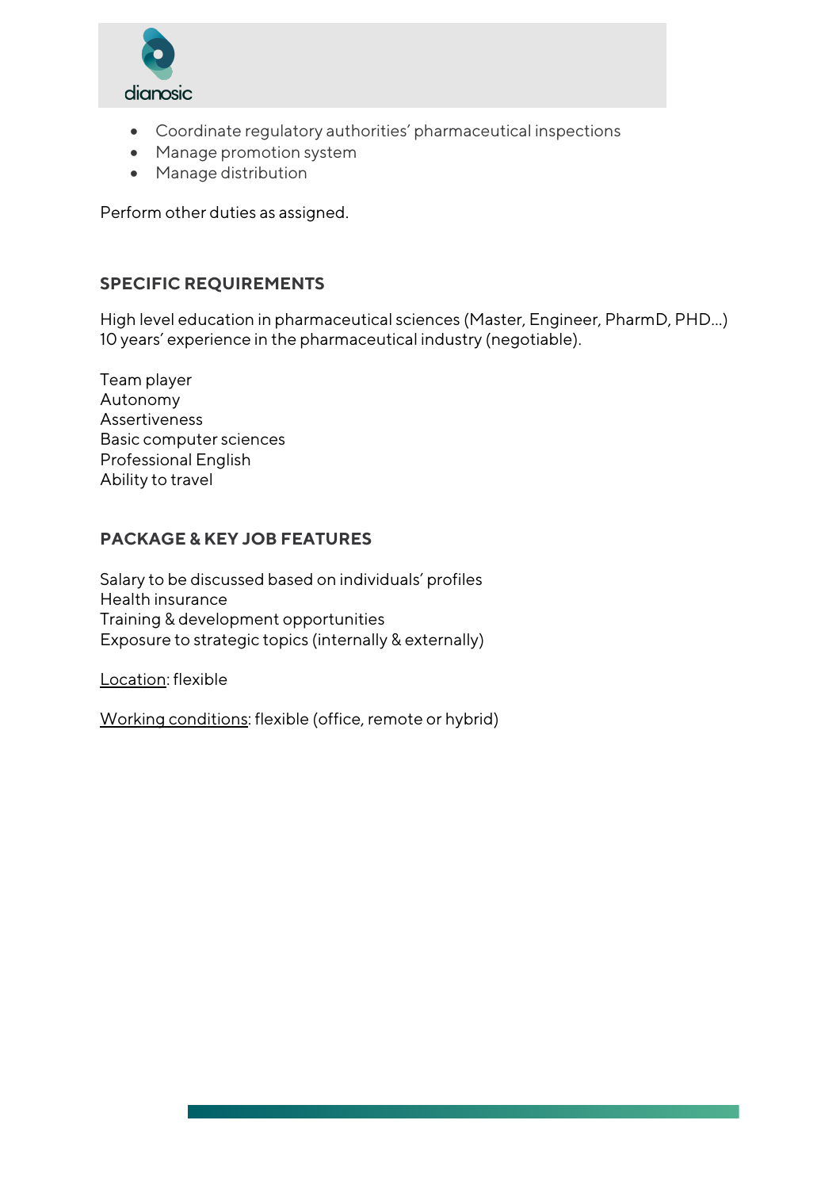- Coordinate regulatory authorities' pharmaceutical inspections
- Manage promotion system
- Manage distribution

Perform other duties as assigned.

## SPECIFIC REQUIREMENTS

High level education in pharmaceutical sciences (Master, Engineer, PharmD, PHD...)
10 years' experience in the pharmaceutical industry (negotiable).

Team player
Autonomy
Assertiveness
Basic computer sciences
Professional English
Ability to travel

## PACKAGE & KEY JOB FEATURES

Salary to be discussed based on individuals' profiles
Health insurance
Training & development opportunities
Exposure to strategic topics (internally & externally)

Location: flexible

Working conditions: flexible (office, remote or hybrid)